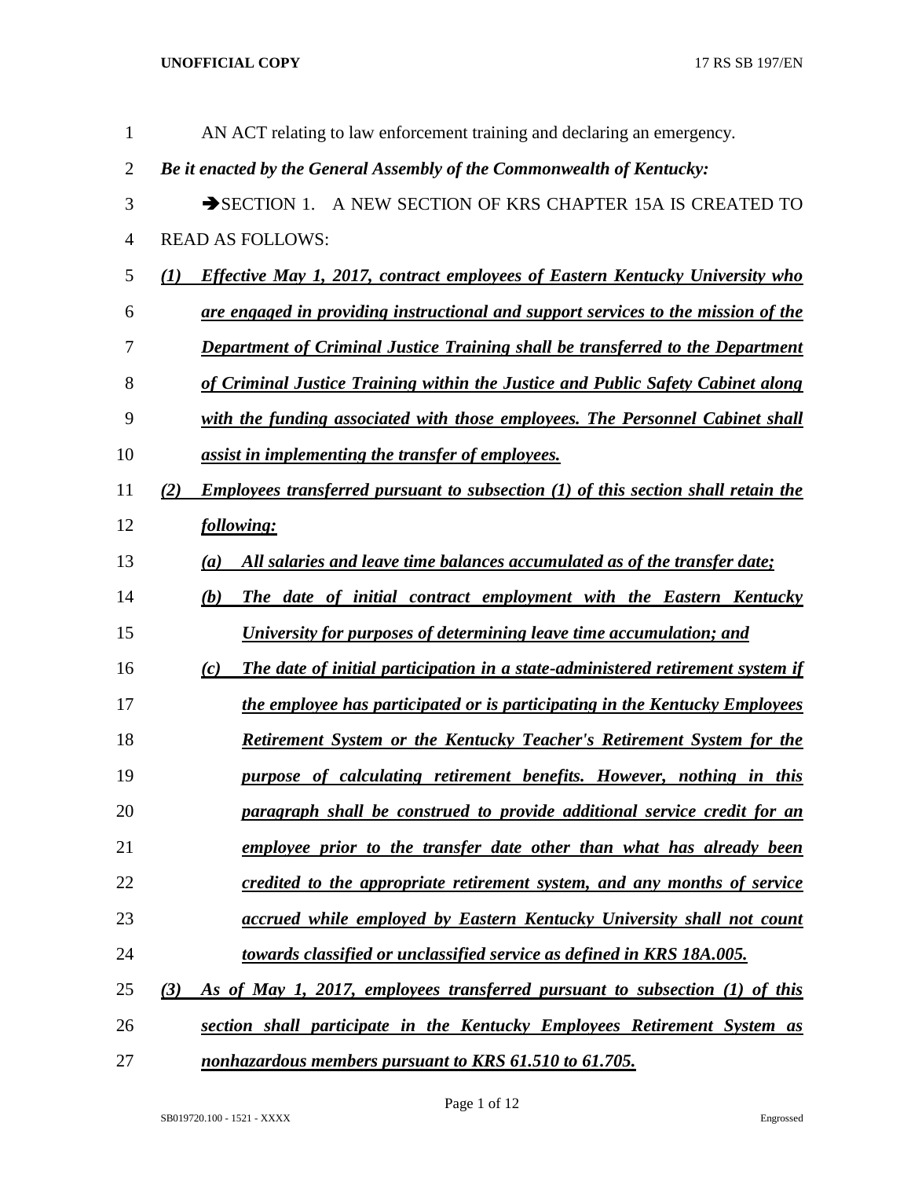AN ACT relating to law enforcement training and declaring an emergency.

***Be it enacted by the General Assembly of the Commonwealth of Kentucky:***

➔SECTION 1. A NEW SECTION OF KRS CHAPTER 15A IS CREATED TO READ AS FOLLOWS:

***(1) Effective May 1, 2017, contract employees of Eastern Kentucky University who are engaged in providing instructional and support services to the mission of the Department of Criminal Justice Training shall be transferred to the Department of Criminal Justice Training within the Justice and Public Safety Cabinet along with the funding associated with those employees. The Personnel Cabinet shall assist in implementing the transfer of employees.***

***(2) Employees transferred pursuant to subsection (1) of this section shall retain the following:***

***(a) All salaries and leave time balances accumulated as of the transfer date;***

***(b) The date of initial contract employment with the Eastern Kentucky University for purposes of determining leave time accumulation; and***

***(c) The date of initial participation in a state-administered retirement system if the employee has participated or is participating in the Kentucky Employees Retirement System or the Kentucky Teacher's Retirement System for the purpose of calculating retirement benefits. However, nothing in this paragraph shall be construed to provide additional service credit for an employee prior to the transfer date other than what has already been credited to the appropriate retirement system, and any months of service accrued while employed by Eastern Kentucky University shall not count towards classified or unclassified service as defined in KRS 18A.005.***

***(3) As of May 1, 2017, employees transferred pursuant to subsection (1) of this section shall participate in the Kentucky Employees Retirement System as nonhazardous members pursuant to KRS 61.510 to 61.705.***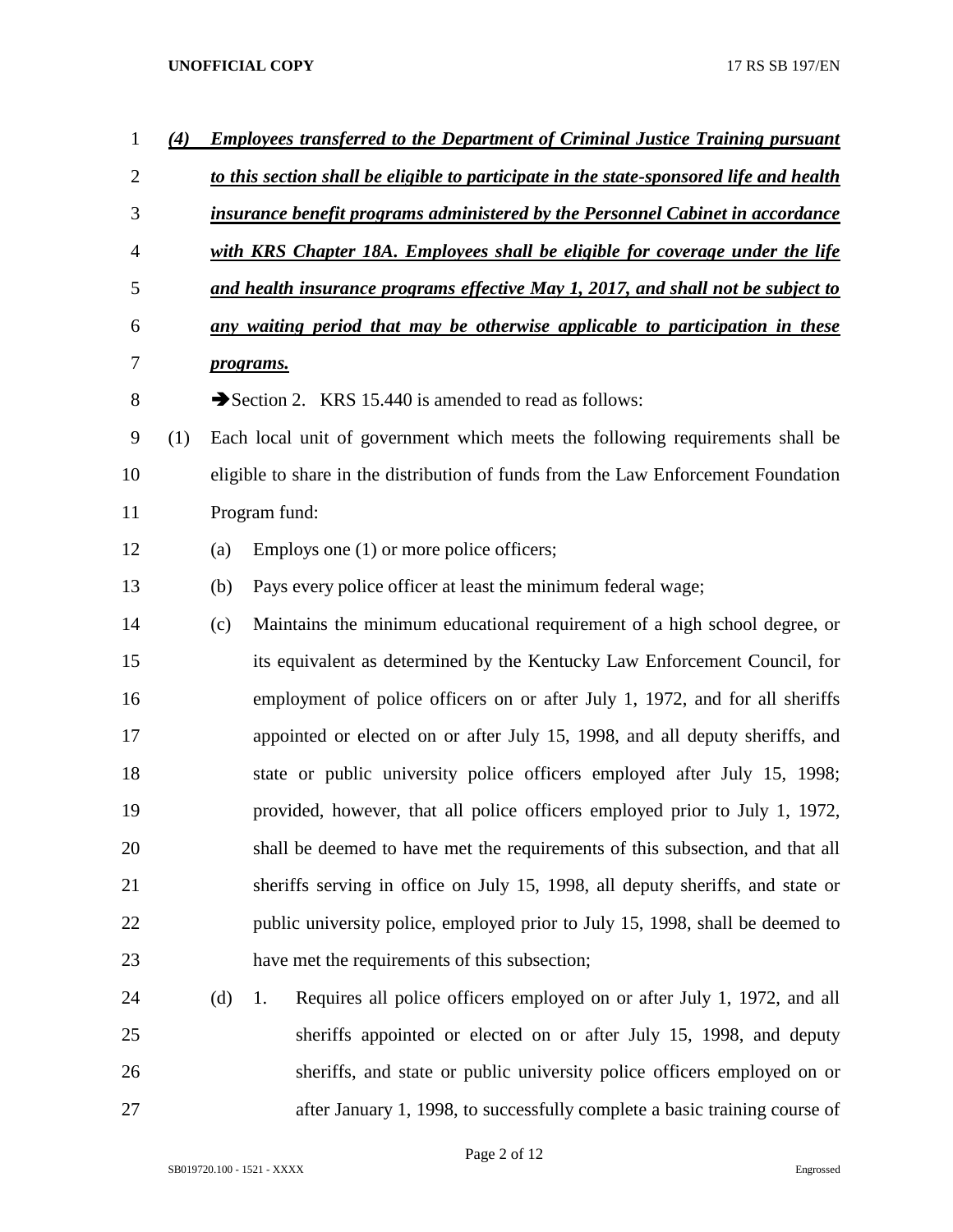***(4) Employees transferred to the Department of Criminal Justice Training pursuant to this section shall be eligible to participate in the state-sponsored life and health insurance benefit programs administered by the Personnel Cabinet in accordance with KRS Chapter 18A. Employees shall be eligible for coverage under the life and health insurance programs effective May 1, 2017, and shall not be subject to any waiting period that may be otherwise applicable to participation in these programs.***

➔Section 2. KRS 15.440 is amended to read as follows:

(1) Each local unit of government which meets the following requirements shall be eligible to share in the distribution of funds from the Law Enforcement Foundation Program fund:

(a) Employs one (1) or more police officers;

(b) Pays every police officer at least the minimum federal wage;

(c) Maintains the minimum educational requirement of a high school degree, or its equivalent as determined by the Kentucky Law Enforcement Council, for employment of police officers on or after July 1, 1972, and for all sheriffs appointed or elected on or after July 15, 1998, and all deputy sheriffs, and state or public university police officers employed after July 15, 1998; provided, however, that all police officers employed prior to July 1, 1972, shall be deemed to have met the requirements of this subsection, and that all sheriffs serving in office on July 15, 1998, all deputy sheriffs, and state or public university police, employed prior to July 15, 1998, shall be deemed to have met the requirements of this subsection;

(d) 1. Requires all police officers employed on or after July 1, 1972, and all sheriffs appointed or elected on or after July 15, 1998, and deputy sheriffs, and state or public university police officers employed on or after January 1, 1998, to successfully complete a basic training course of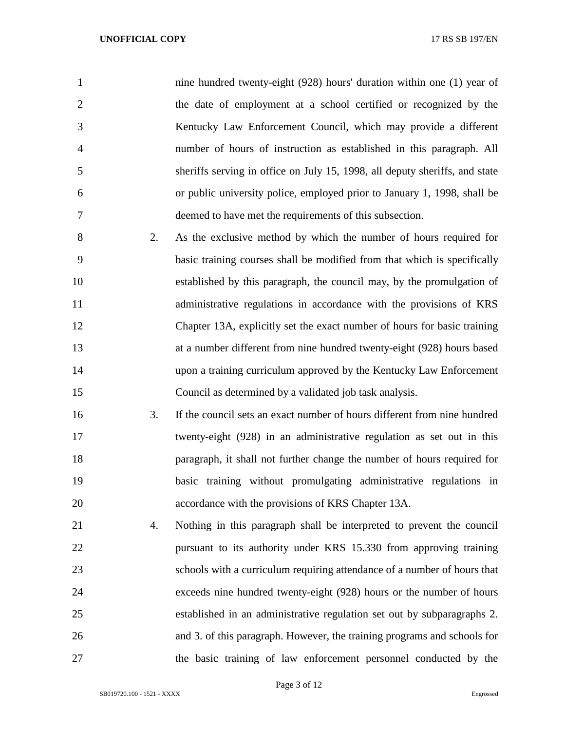nine hundred twenty-eight (928) hours' duration within one (1) year of the date of employment at a school certified or recognized by the Kentucky Law Enforcement Council, which may provide a different number of hours of instruction as established in this paragraph. All sheriffs serving in office on July 15, 1998, all deputy sheriffs, and state or public university police, employed prior to January 1, 1998, shall be deemed to have met the requirements of this subsection.

2. As the exclusive method by which the number of hours required for basic training courses shall be modified from that which is specifically established by this paragraph, the council may, by the promulgation of administrative regulations in accordance with the provisions of KRS Chapter 13A, explicitly set the exact number of hours for basic training at a number different from nine hundred twenty-eight (928) hours based upon a training curriculum approved by the Kentucky Law Enforcement Council as determined by a validated job task analysis.

3. If the council sets an exact number of hours different from nine hundred twenty-eight (928) in an administrative regulation as set out in this paragraph, it shall not further change the number of hours required for basic training without promulgating administrative regulations in accordance with the provisions of KRS Chapter 13A.

4. Nothing in this paragraph shall be interpreted to prevent the council pursuant to its authority under KRS 15.330 from approving training schools with a curriculum requiring attendance of a number of hours that exceeds nine hundred twenty-eight (928) hours or the number of hours established in an administrative regulation set out by subparagraphs 2. and 3. of this paragraph. However, the training programs and schools for the basic training of law enforcement personnel conducted by the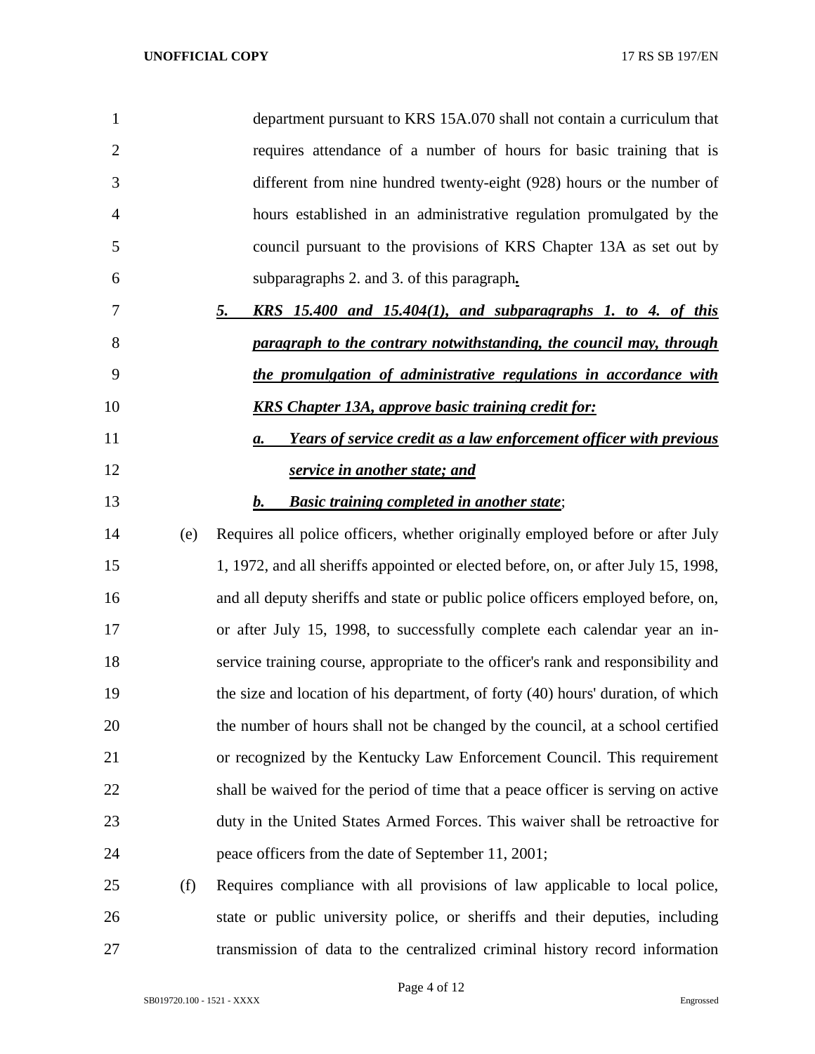department pursuant to KRS 15A.070 shall not contain a curriculum that requires attendance of a number of hours for basic training that is different from nine hundred twenty-eight (928) hours or the number of hours established in an administrative regulation promulgated by the council pursuant to the provisions of KRS Chapter 13A as set out by subparagraphs 2. and 3. of this paragraph***.***

***5. KRS 15.400 and 15.404(1), and subparagraphs 1. to 4. of this paragraph to the contrary notwithstanding, the council may, through the promulgation of administrative regulations in accordance with KRS Chapter 13A, approve basic training credit for:***

***a. Years of service credit as a law enforcement officer with previous service in another state; and***

***b. Basic training completed in another state***;

(e) Requires all police officers, whether originally employed before or after July 1, 1972, and all sheriffs appointed or elected before, on, or after July 15, 1998, and all deputy sheriffs and state or public police officers employed before, on, or after July 15, 1998, to successfully complete each calendar year an in-service training course, appropriate to the officer's rank and responsibility and the size and location of his department, of forty (40) hours' duration, of which the number of hours shall not be changed by the council, at a school certified or recognized by the Kentucky Law Enforcement Council. This requirement shall be waived for the period of time that a peace officer is serving on active duty in the United States Armed Forces. This waiver shall be retroactive for peace officers from the date of September 11, 2001;

(f) Requires compliance with all provisions of law applicable to local police, state or public university police, or sheriffs and their deputies, including transmission of data to the centralized criminal history record information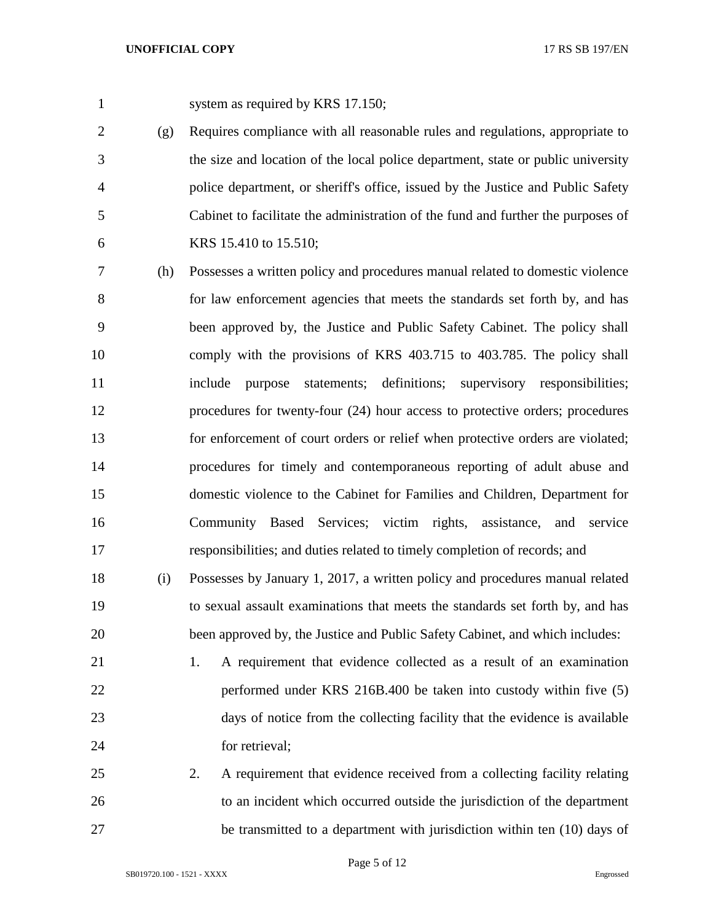system as required by KRS 17.150;

(g) Requires compliance with all reasonable rules and regulations, appropriate to the size and location of the local police department, state or public university police department, or sheriff's office, issued by the Justice and Public Safety Cabinet to facilitate the administration of the fund and further the purposes of KRS 15.410 to 15.510;

(h) Possesses a written policy and procedures manual related to domestic violence for law enforcement agencies that meets the standards set forth by, and has been approved by, the Justice and Public Safety Cabinet. The policy shall comply with the provisions of KRS 403.715 to 403.785. The policy shall include purpose statements; definitions; supervisory responsibilities; procedures for twenty-four (24) hour access to protective orders; procedures for enforcement of court orders or relief when protective orders are violated; procedures for timely and contemporaneous reporting of adult abuse and domestic violence to the Cabinet for Families and Children, Department for Community Based Services; victim rights, assistance, and service responsibilities; and duties related to timely completion of records; and

(i) Possesses by January 1, 2017, a written policy and procedures manual related to sexual assault examinations that meets the standards set forth by, and has been approved by, the Justice and Public Safety Cabinet, and which includes:

1. A requirement that evidence collected as a result of an examination performed under KRS 216B.400 be taken into custody within five (5) days of notice from the collecting facility that the evidence is available for retrieval;

2. A requirement that evidence received from a collecting facility relating to an incident which occurred outside the jurisdiction of the department be transmitted to a department with jurisdiction within ten (10) days of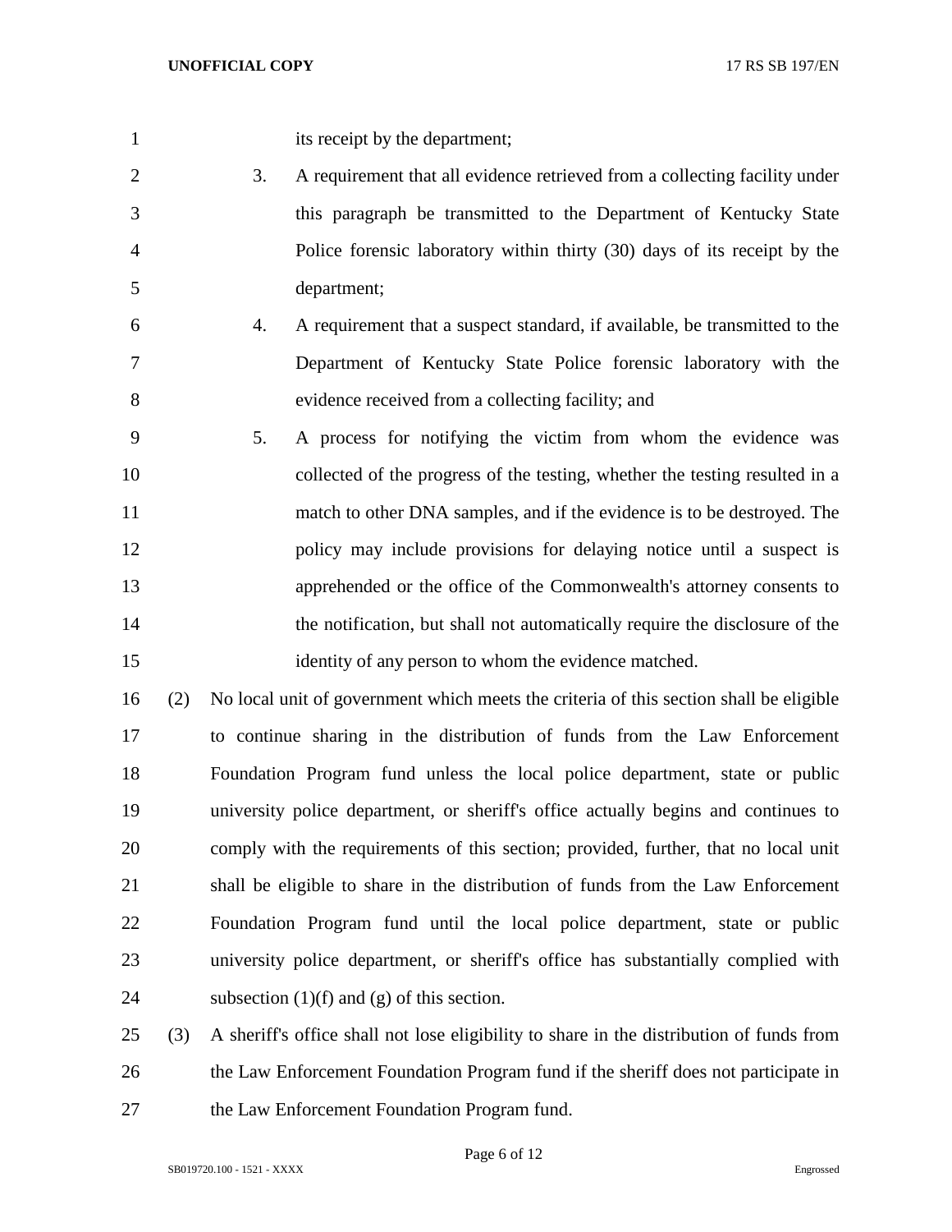its receipt by the department;

3. A requirement that all evidence retrieved from a collecting facility under this paragraph be transmitted to the Department of Kentucky State Police forensic laboratory within thirty (30) days of its receipt by the department;

4. A requirement that a suspect standard, if available, be transmitted to the Department of Kentucky State Police forensic laboratory with the evidence received from a collecting facility; and

5. A process for notifying the victim from whom the evidence was collected of the progress of the testing, whether the testing resulted in a match to other DNA samples, and if the evidence is to be destroyed. The policy may include provisions for delaying notice until a suspect is apprehended or the office of the Commonwealth's attorney consents to the notification, but shall not automatically require the disclosure of the identity of any person to whom the evidence matched.

(2) No local unit of government which meets the criteria of this section shall be eligible to continue sharing in the distribution of funds from the Law Enforcement Foundation Program fund unless the local police department, state or public university police department, or sheriff's office actually begins and continues to comply with the requirements of this section; provided, further, that no local unit shall be eligible to share in the distribution of funds from the Law Enforcement Foundation Program fund until the local police department, state or public university police department, or sheriff's office has substantially complied with subsection (1)(f) and (g) of this section.

(3) A sheriff's office shall not lose eligibility to share in the distribution of funds from the Law Enforcement Foundation Program fund if the sheriff does not participate in the Law Enforcement Foundation Program fund.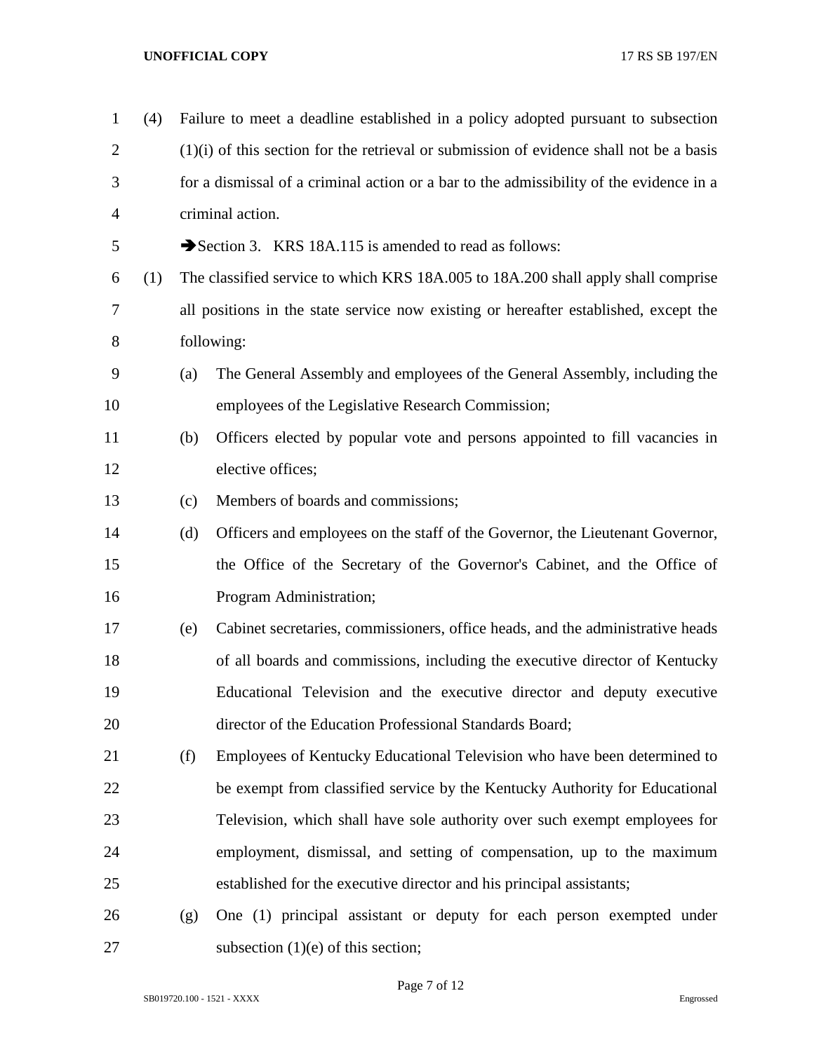(4) Failure to meet a deadline established in a policy adopted pursuant to subsection (1)(i) of this section for the retrieval or submission of evidence shall not be a basis for a dismissal of a criminal action or a bar to the admissibility of the evidence in a criminal action.

➔Section 3. KRS 18A.115 is amended to read as follows:

(1) The classified service to which KRS 18A.005 to 18A.200 shall apply shall comprise all positions in the state service now existing or hereafter established, except the following:

(a) The General Assembly and employees of the General Assembly, including the employees of the Legislative Research Commission;

(b) Officers elected by popular vote and persons appointed to fill vacancies in elective offices;

(c) Members of boards and commissions;

(d) Officers and employees on the staff of the Governor, the Lieutenant Governor, the Office of the Secretary of the Governor's Cabinet, and the Office of Program Administration;

(e) Cabinet secretaries, commissioners, office heads, and the administrative heads of all boards and commissions, including the executive director of Kentucky Educational Television and the executive director and deputy executive director of the Education Professional Standards Board;

(f) Employees of Kentucky Educational Television who have been determined to be exempt from classified service by the Kentucky Authority for Educational Television, which shall have sole authority over such exempt employees for employment, dismissal, and setting of compensation, up to the maximum established for the executive director and his principal assistants;

(g) One (1) principal assistant or deputy for each person exempted under subsection (1)(e) of this section;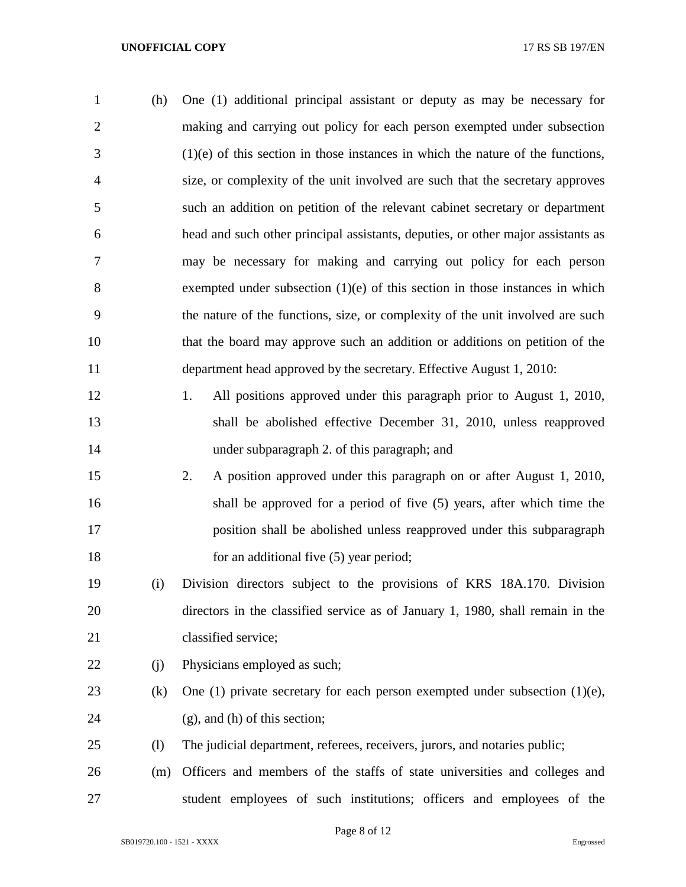(h) One (1) additional principal assistant or deputy as may be necessary for making and carrying out policy for each person exempted under subsection (1)(e) of this section in those instances in which the nature of the functions, size, or complexity of the unit involved are such that the secretary approves such an addition on petition of the relevant cabinet secretary or department head and such other principal assistants, deputies, or other major assistants as may be necessary for making and carrying out policy for each person exempted under subsection (1)(e) of this section in those instances in which the nature of the functions, size, or complexity of the unit involved are such that the board may approve such an addition or additions on petition of the department head approved by the secretary. Effective August 1, 2010:

1. All positions approved under this paragraph prior to August 1, 2010, shall be abolished effective December 31, 2010, unless reapproved under subparagraph 2. of this paragraph; and
2. A position approved under this paragraph on or after August 1, 2010, shall be approved for a period of five (5) years, after which time the position shall be abolished unless reapproved under this subparagraph for an additional five (5) year period;

(i) Division directors subject to the provisions of KRS 18A.170. Division directors in the classified service as of January 1, 1980, shall remain in the classified service;

(j) Physicians employed as such;

(k) One (1) private secretary for each person exempted under subsection (1)(e), (g), and (h) of this section;

(l) The judicial department, referees, receivers, jurors, and notaries public;

(m) Officers and members of the staffs of state universities and colleges and student employees of such institutions; officers and employees of the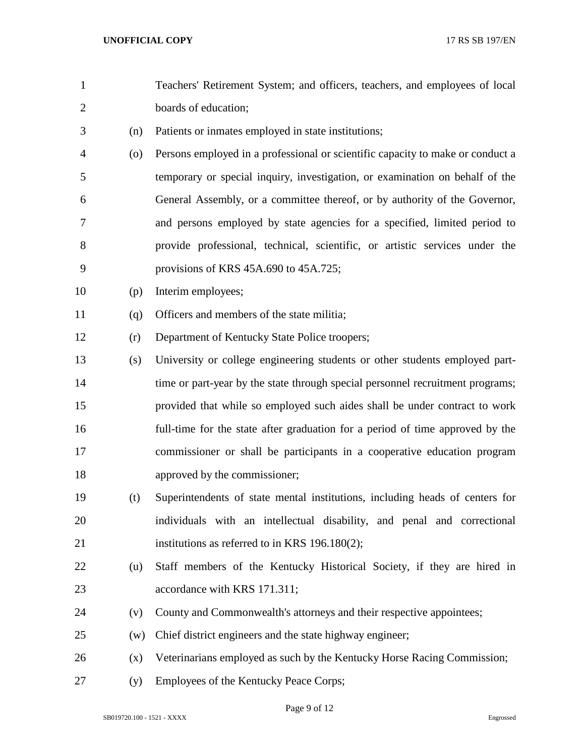Teachers' Retirement System; and officers, teachers, and employees of local boards of education;

(n) Patients or inmates employed in state institutions;

(o) Persons employed in a professional or scientific capacity to make or conduct a temporary or special inquiry, investigation, or examination on behalf of the General Assembly, or a committee thereof, or by authority of the Governor, and persons employed by state agencies for a specified, limited period to provide professional, technical, scientific, or artistic services under the provisions of KRS 45A.690 to 45A.725;

(p) Interim employees;

(q) Officers and members of the state militia;

(r) Department of Kentucky State Police troopers;

(s) University or college engineering students or other students employed part-time or part-year by the state through special personnel recruitment programs; provided that while so employed such aides shall be under contract to work full-time for the state after graduation for a period of time approved by the commissioner or shall be participants in a cooperative education program approved by the commissioner;

(t) Superintendents of state mental institutions, including heads of centers for individuals with an intellectual disability, and penal and correctional institutions as referred to in KRS 196.180(2);

(u) Staff members of the Kentucky Historical Society, if they are hired in accordance with KRS 171.311;

(v) County and Commonwealth's attorneys and their respective appointees;

(w) Chief district engineers and the state highway engineer;

(x) Veterinarians employed as such by the Kentucky Horse Racing Commission;

(y) Employees of the Kentucky Peace Corps;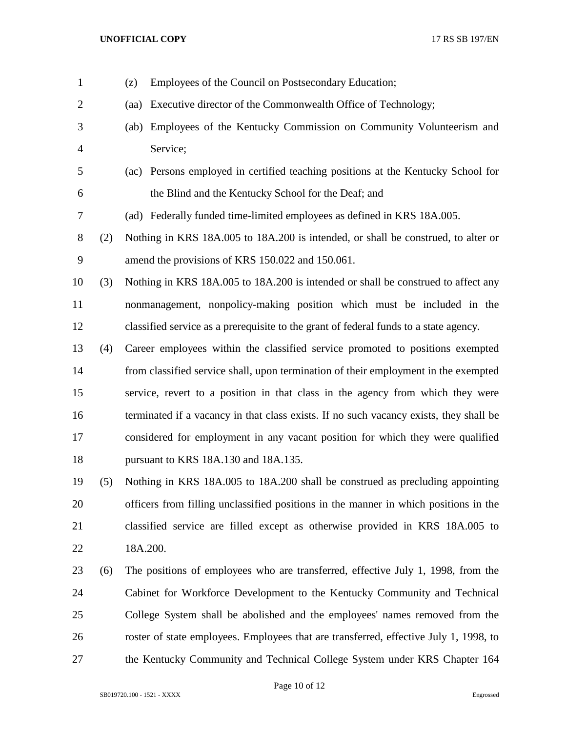(z) Employees of the Council on Postsecondary Education;

(aa) Executive director of the Commonwealth Office of Technology;

(ab) Employees of the Kentucky Commission on Community Volunteerism and Service;

(ac) Persons employed in certified teaching positions at the Kentucky School for the Blind and the Kentucky School for the Deaf; and

(ad) Federally funded time-limited employees as defined in KRS 18A.005.

(2) Nothing in KRS 18A.005 to 18A.200 is intended, or shall be construed, to alter or amend the provisions of KRS 150.022 and 150.061.

(3) Nothing in KRS 18A.005 to 18A.200 is intended or shall be construed to affect any nonmanagement, nonpolicy-making position which must be included in the classified service as a prerequisite to the grant of federal funds to a state agency.

(4) Career employees within the classified service promoted to positions exempted from classified service shall, upon termination of their employment in the exempted service, revert to a position in that class in the agency from which they were terminated if a vacancy in that class exists. If no such vacancy exists, they shall be considered for employment in any vacant position for which they were qualified pursuant to KRS 18A.130 and 18A.135.

(5) Nothing in KRS 18A.005 to 18A.200 shall be construed as precluding appointing officers from filling unclassified positions in the manner in which positions in the classified service are filled except as otherwise provided in KRS 18A.005 to 18A.200.

(6) The positions of employees who are transferred, effective July 1, 1998, from the Cabinet for Workforce Development to the Kentucky Community and Technical College System shall be abolished and the employees' names removed from the roster of state employees. Employees that are transferred, effective July 1, 1998, to the Kentucky Community and Technical College System under KRS Chapter 164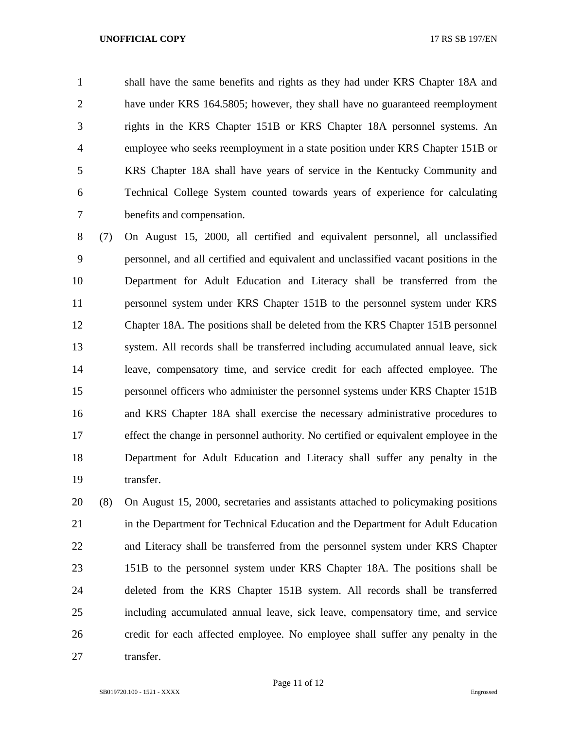shall have the same benefits and rights as they had under KRS Chapter 18A and have under KRS 164.5805; however, they shall have no guaranteed reemployment rights in the KRS Chapter 151B or KRS Chapter 18A personnel systems. An employee who seeks reemployment in a state position under KRS Chapter 151B or KRS Chapter 18A shall have years of service in the Kentucky Community and Technical College System counted towards years of experience for calculating benefits and compensation.

(7) On August 15, 2000, all certified and equivalent personnel, all unclassified personnel, and all certified and equivalent and unclassified vacant positions in the Department for Adult Education and Literacy shall be transferred from the personnel system under KRS Chapter 151B to the personnel system under KRS Chapter 18A. The positions shall be deleted from the KRS Chapter 151B personnel system. All records shall be transferred including accumulated annual leave, sick leave, compensatory time, and service credit for each affected employee. The personnel officers who administer the personnel systems under KRS Chapter 151B and KRS Chapter 18A shall exercise the necessary administrative procedures to effect the change in personnel authority. No certified or equivalent employee in the Department for Adult Education and Literacy shall suffer any penalty in the transfer.

(8) On August 15, 2000, secretaries and assistants attached to policymaking positions in the Department for Technical Education and the Department for Adult Education and Literacy shall be transferred from the personnel system under KRS Chapter 151B to the personnel system under KRS Chapter 18A. The positions shall be deleted from the KRS Chapter 151B system. All records shall be transferred including accumulated annual leave, sick leave, compensatory time, and service credit for each affected employee. No employee shall suffer any penalty in the transfer.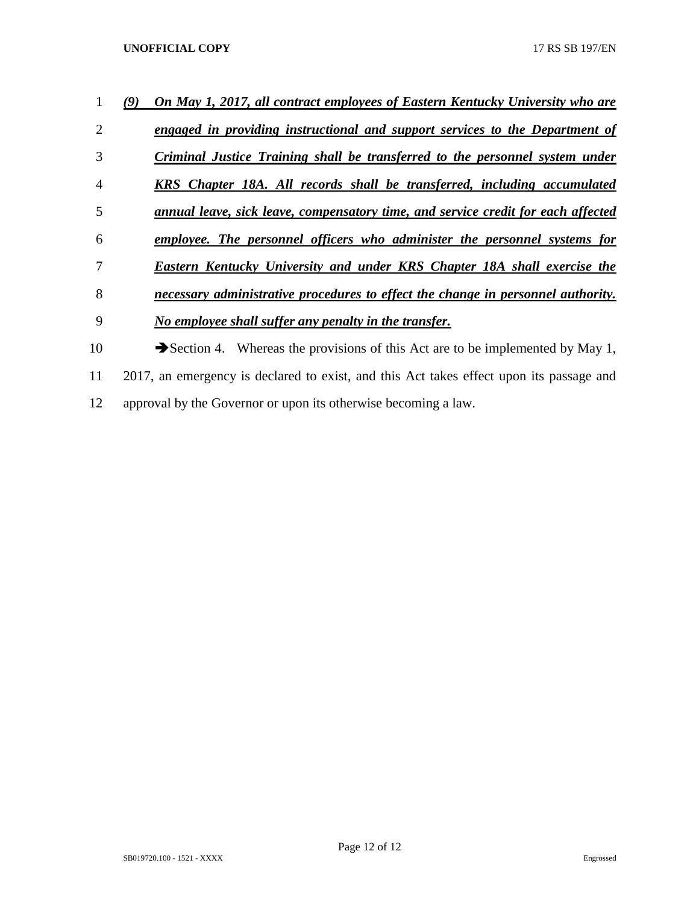***(9) On May 1, 2017, all contract employees of Eastern Kentucky University who are engaged in providing instructional and support services to the Department of Criminal Justice Training shall be transferred to the personnel system under KRS Chapter 18A. All records shall be transferred, including accumulated annual leave, sick leave, compensatory time, and service credit for each affected employee. The personnel officers who administer the personnel systems for Eastern Kentucky University and under KRS Chapter 18A shall exercise the necessary administrative procedures to effect the change in personnel authority. No employee shall suffer any penalty in the transfer.***

➔Section 4. Whereas the provisions of this Act are to be implemented by May 1, 2017, an emergency is declared to exist, and this Act takes effect upon its passage and approval by the Governor or upon its otherwise becoming a law.